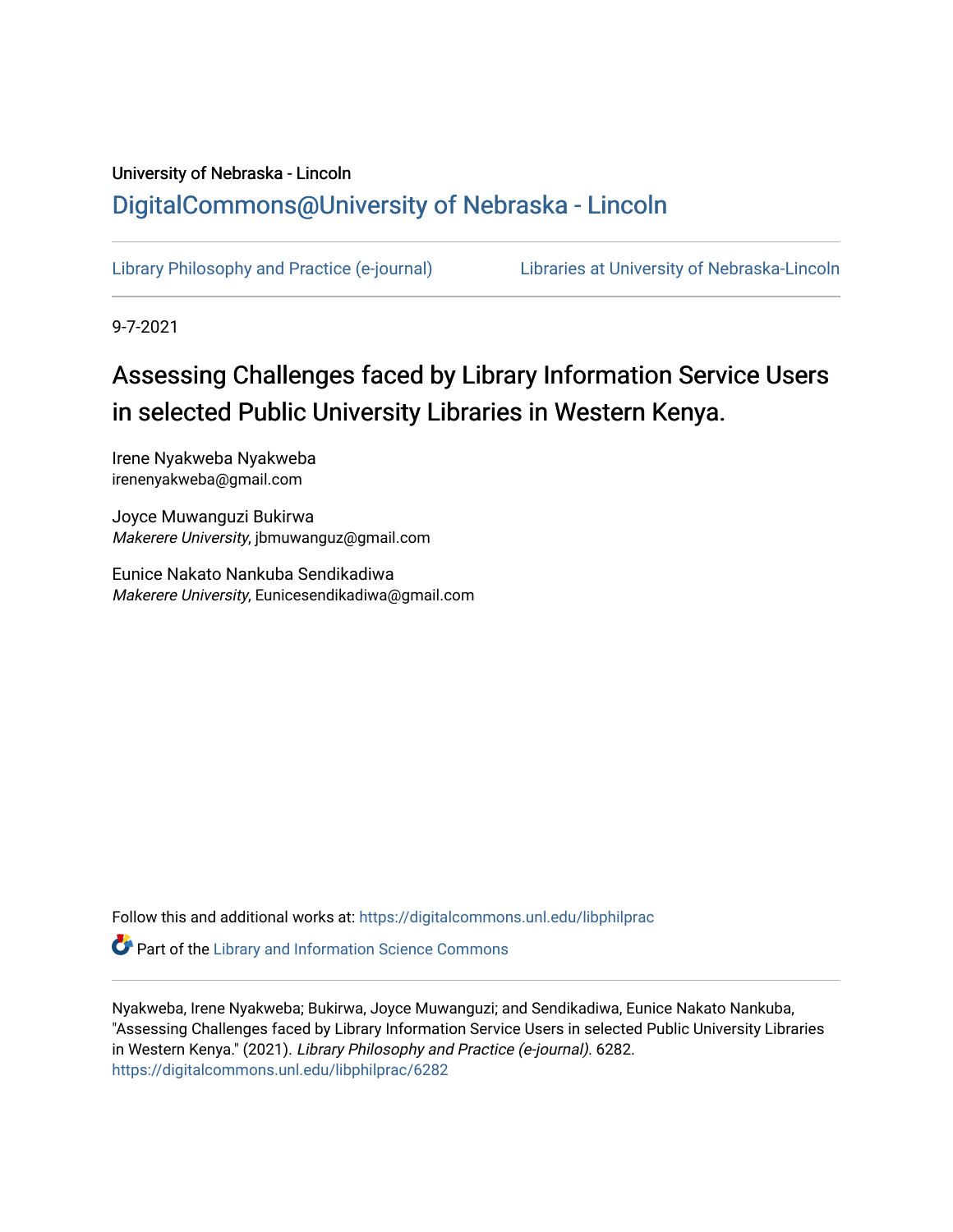University of Nebraska - Lincoln

## DigitalCommons@University of Nebraska - Lincoln

Library Philosophy and Practice (e-journal)     Libraries at University of Nebraska-Lincoln

9-7-2021

# Assessing Challenges faced by Library Information Service Users in selected Public University Libraries in Western Kenya.

Irene Nyakweba Nyakweba
irenenyakweba@gmail.com

Joyce Muwanguzi Bukirwa
*Makerere University*, jbmuwanguz@gmail.com

Eunice Nakato Nankuba Sendikadiwa
*Makerere University*, Eunicesendikadiwa@gmail.com

Follow this and additional works at: https://digitalcommons.unl.edu/libphilprac

Part of the Library and Information Science Commons

Nyakweba, Irene Nyakweba; Bukirwa, Joyce Muwanguzi; and Sendikadiwa, Eunice Nakato Nankuba, "Assessing Challenges faced by Library Information Service Users in selected Public University Libraries in Western Kenya." (2021). *Library Philosophy and Practice (e-journal)*. 6282.
https://digitalcommons.unl.edu/libphilprac/6282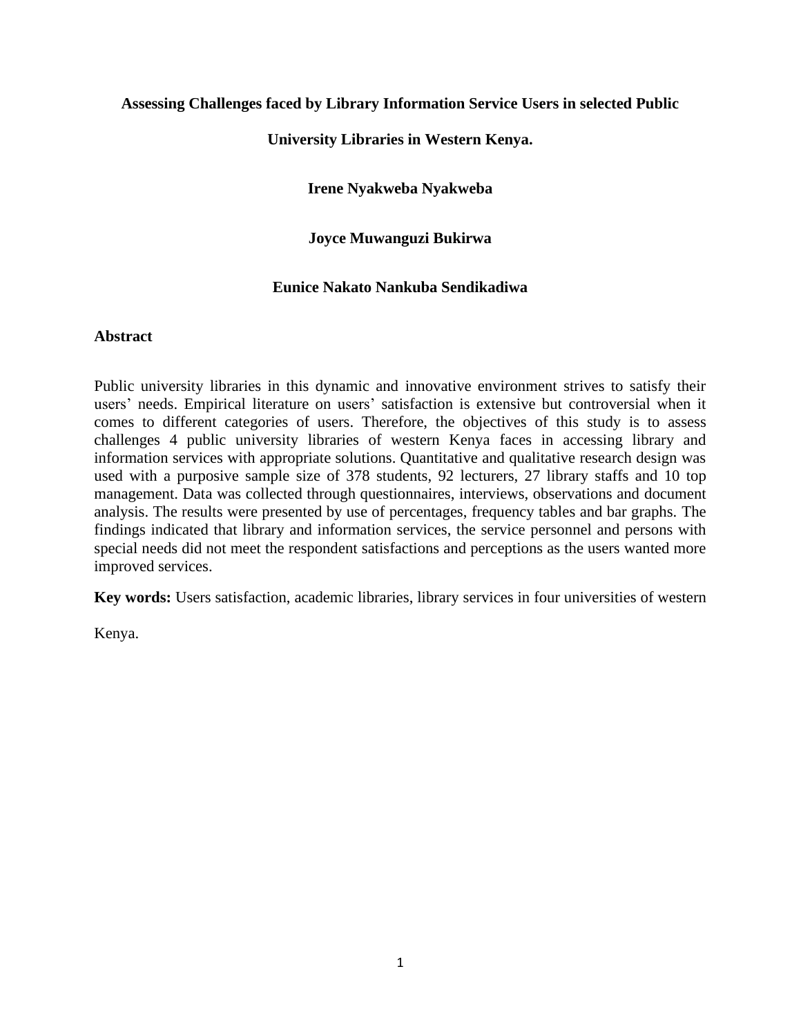# Assessing Challenges faced by Library Information Service Users in selected Public University Libraries in Western Kenya.

**Irene Nyakweba Nyakweba**

**Joyce Muwanguzi Bukirwa**

**Eunice Nakato Nankuba Sendikadiwa**

## Abstract

Public university libraries in this dynamic and innovative environment strives to satisfy their users' needs. Empirical literature on users' satisfaction is extensive but controversial when it comes to different categories of users. Therefore, the objectives of this study is to assess challenges 4 public university libraries of western Kenya faces in accessing library and information services with appropriate solutions. Quantitative and qualitative research design was used with a purposive sample size of 378 students, 92 lecturers, 27 library staffs and 10 top management. Data was collected through questionnaires, interviews, observations and document analysis. The results were presented by use of percentages, frequency tables and bar graphs. The findings indicated that library and information services, the service personnel and persons with special needs did not meet the respondent satisfactions and perceptions as the users wanted more improved services.

**Key words:** Users satisfaction, academic libraries, library services in four universities of western Kenya.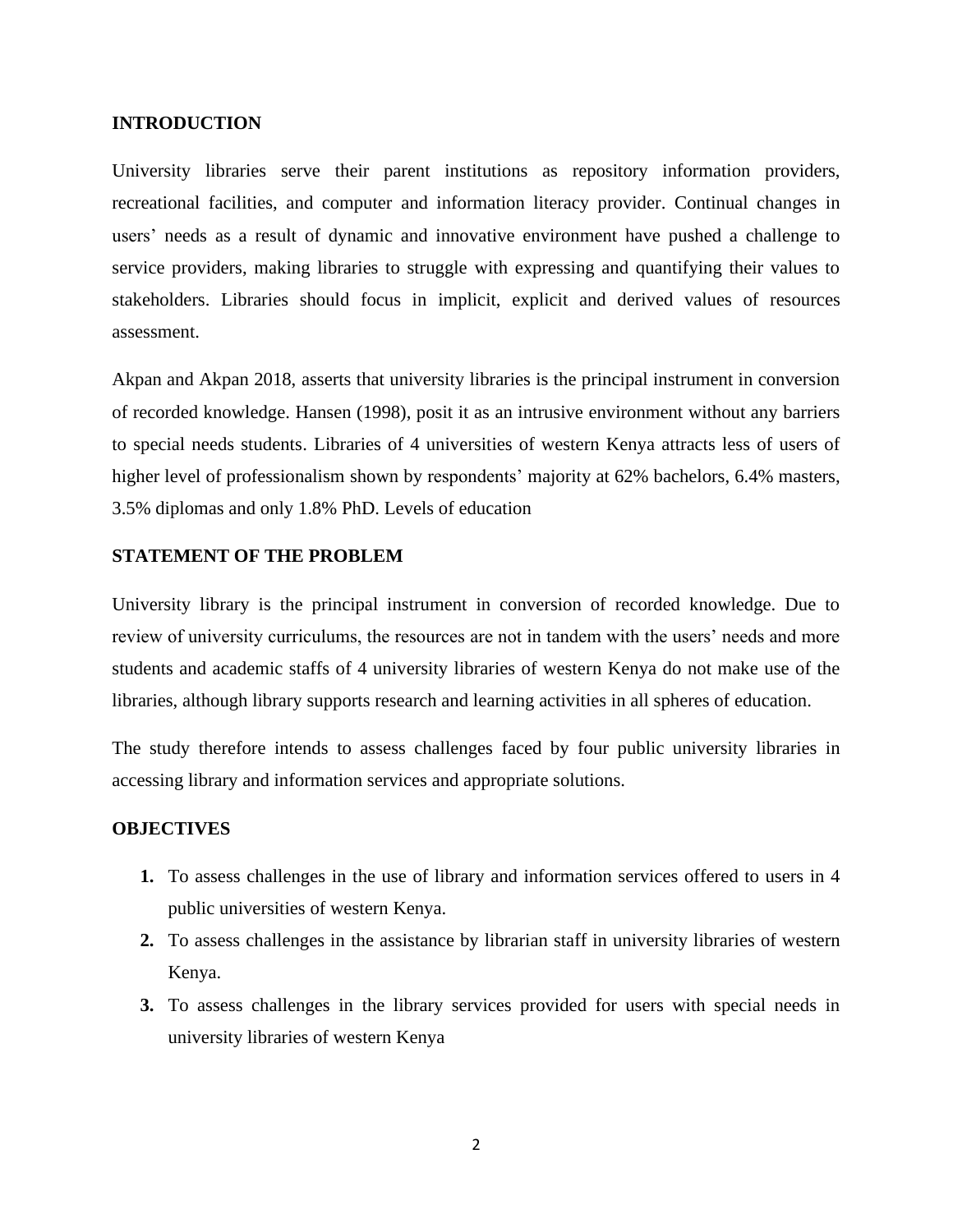## INTRODUCTION

University libraries serve their parent institutions as repository information providers, recreational facilities, and computer and information literacy provider. Continual changes in users' needs as a result of dynamic and innovative environment have pushed a challenge to service providers, making libraries to struggle with expressing and quantifying their values to stakeholders. Libraries should focus in implicit, explicit and derived values of resources assessment.

Akpan and Akpan 2018, asserts that university libraries is the principal instrument in conversion of recorded knowledge. Hansen (1998), posit it as an intrusive environment without any barriers to special needs students. Libraries of 4 universities of western Kenya attracts less of users of higher level of professionalism shown by respondents' majority at 62% bachelors, 6.4% masters, 3.5% diplomas and only 1.8% PhD. Levels of education

## STATEMENT OF THE PROBLEM

University library is the principal instrument in conversion of recorded knowledge. Due to review of university curriculums, the resources are not in tandem with the users' needs and more students and academic staffs of 4 university libraries of western Kenya do not make use of the libraries, although library supports research and learning activities in all spheres of education.

The study therefore intends to assess challenges faced by four public university libraries in accessing library and information services and appropriate solutions.

## OBJECTIVES

1. To assess challenges in the use of library and information services offered to users in 4 public universities of western Kenya.
2. To assess challenges in the assistance by librarian staff in university libraries of western Kenya.
3. To assess challenges in the library services provided for users with special needs in university libraries of western Kenya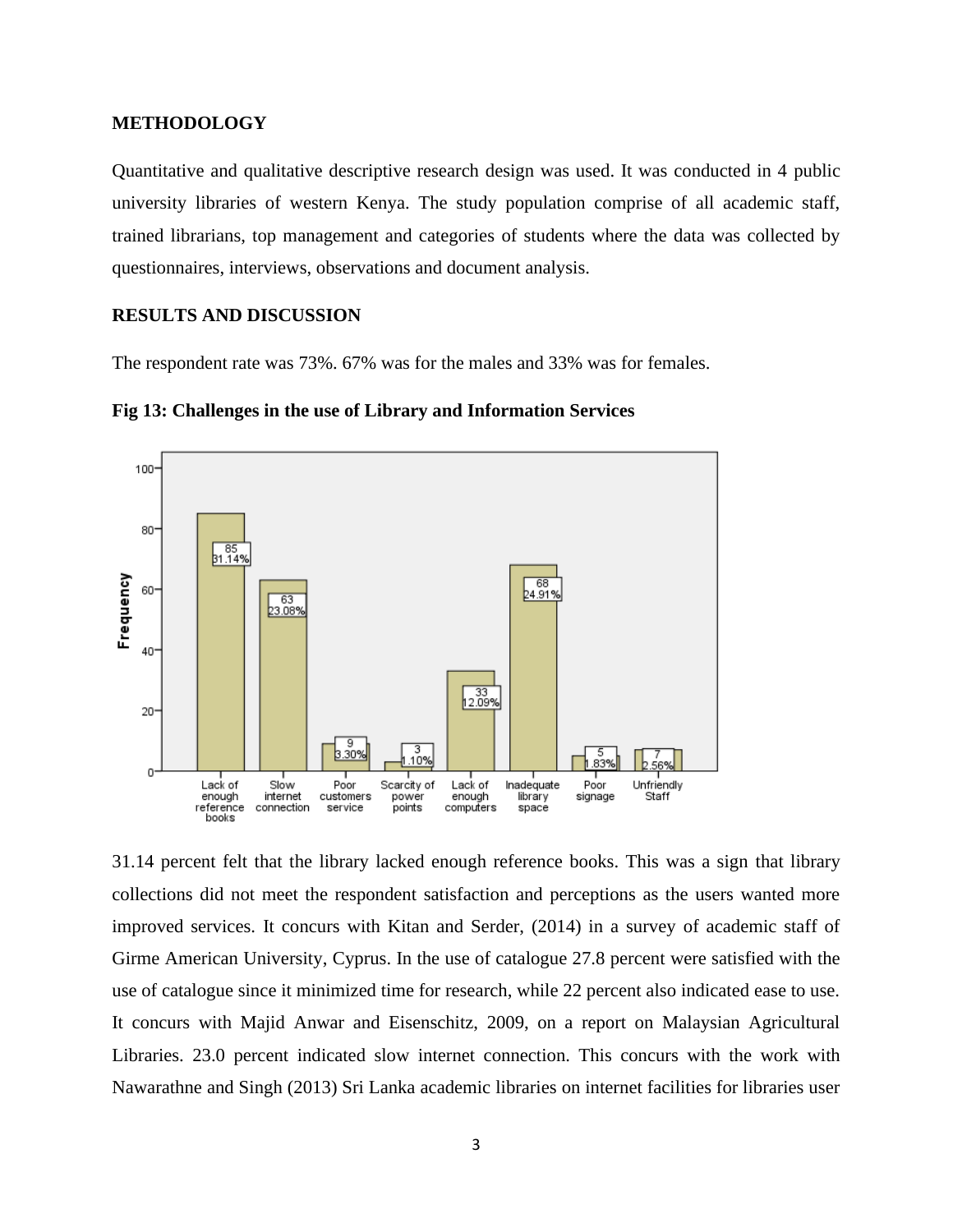## METHODOLOGY

Quantitative and qualitative descriptive research design was used. It was conducted in 4 public university libraries of western Kenya. The study population comprise of all academic staff, trained librarians, top management and categories of students where the data was collected by questionnaires, interviews, observations and document analysis.

## RESULTS AND DISCUSSION

The respondent rate was 73%. 67% was for the males and 33% was for females.

**Fig 13: Challenges in the use of Library and Information Services**

| Challenge | Frequency | Percent |
| --- | --- | --- |
| Lack of enough reference books | 85 | 31.14% |
| Slow internet connection | 63 | 23.08% |
| Poor customers service | 9 | 3.30% |
| Scarcity of power points | 3 | 1.10% |
| Lack of enough computers | 33 | 12.09% |
| Inadequate library space | 68 | 24.91% |
| Poor signage | 5 | 1.83% |
| Unfriendly Staff | 7 | 2.56% |

31.14 percent felt that the library lacked enough reference books. This was a sign that library collections did not meet the respondent satisfaction and perceptions as the users wanted more improved services. It concurs with Kitan and Serder, (2014) in a survey of academic staff of Girme American University, Cyprus. In the use of catalogue 27.8 percent were satisfied with the use of catalogue since it minimized time for research, while 22 percent also indicated ease to use. It concurs with Majid Anwar and Eisenschitz, 2009, on a report on Malaysian Agricultural Libraries. 23.0 percent indicated slow internet connection. This concurs with the work with Nawarathne and Singh (2013) Sri Lanka academic libraries on internet facilities for libraries user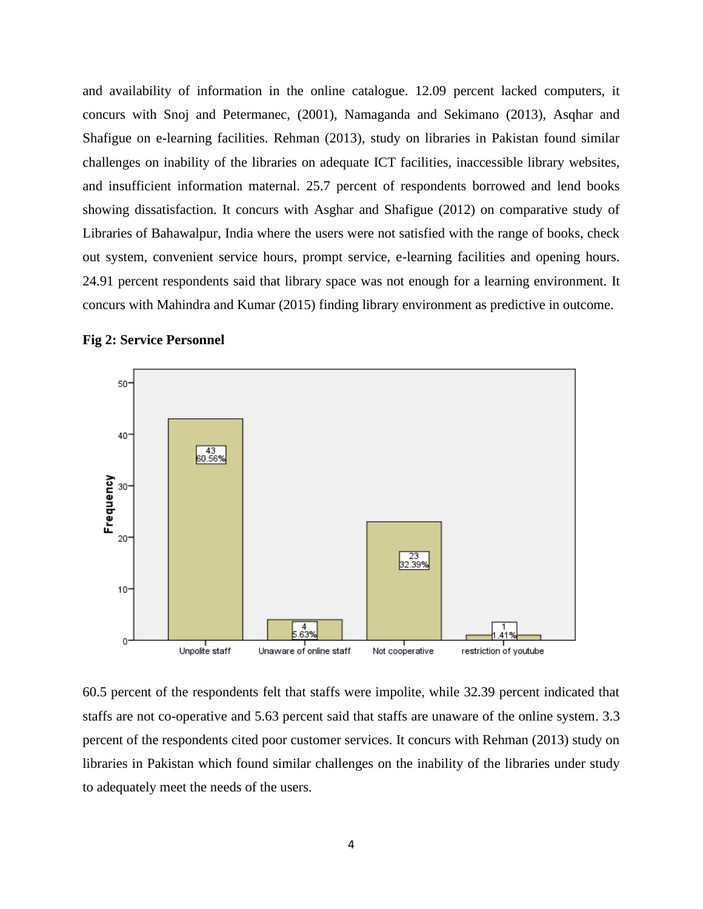and availability of information in the online catalogue. 12.09 percent lacked computers, it concurs with Snoj and Petermanec, (2001), Namaganda and Sekimano (2013), Asqhar and Shafigue on e-learning facilities. Rehman (2013), study on libraries in Pakistan found similar challenges on inability of the libraries on adequate ICT facilities, inaccessible library websites, and insufficient information maternal. 25.7 percent of respondents borrowed and lend books showing dissatisfaction. It concurs with Asghar and Shafigue (2012) on comparative study of Libraries of Bahawalpur, India where the users were not satisfied with the range of books, check out system, convenient service hours, prompt service, e-learning facilities and opening hours. 24.91 percent respondents said that library space was not enough for a learning environment. It concurs with Mahindra and Kumar (2015) finding library environment as predictive in outcome.

**Fig 2: Service Personnel**

| Category | Frequency | Percent |
|---|---|---|
| Unpolite staff | 43 | 60.56% |
| Unaware of online staff | 4 | 5.63% |
| Not cooperative | 23 | 32.39% |
| restriction of youtube | 1 | 1.41% |

60.5 percent of the respondents felt that staffs were impolite, while 32.39 percent indicated that staffs are not co-operative and 5.63 percent said that staffs are unaware of the online system. 3.3 percent of the respondents cited poor customer services. It concurs with Rehman (2013) study on libraries in Pakistan which found similar challenges on the inability of the libraries under study to adequately meet the needs of the users.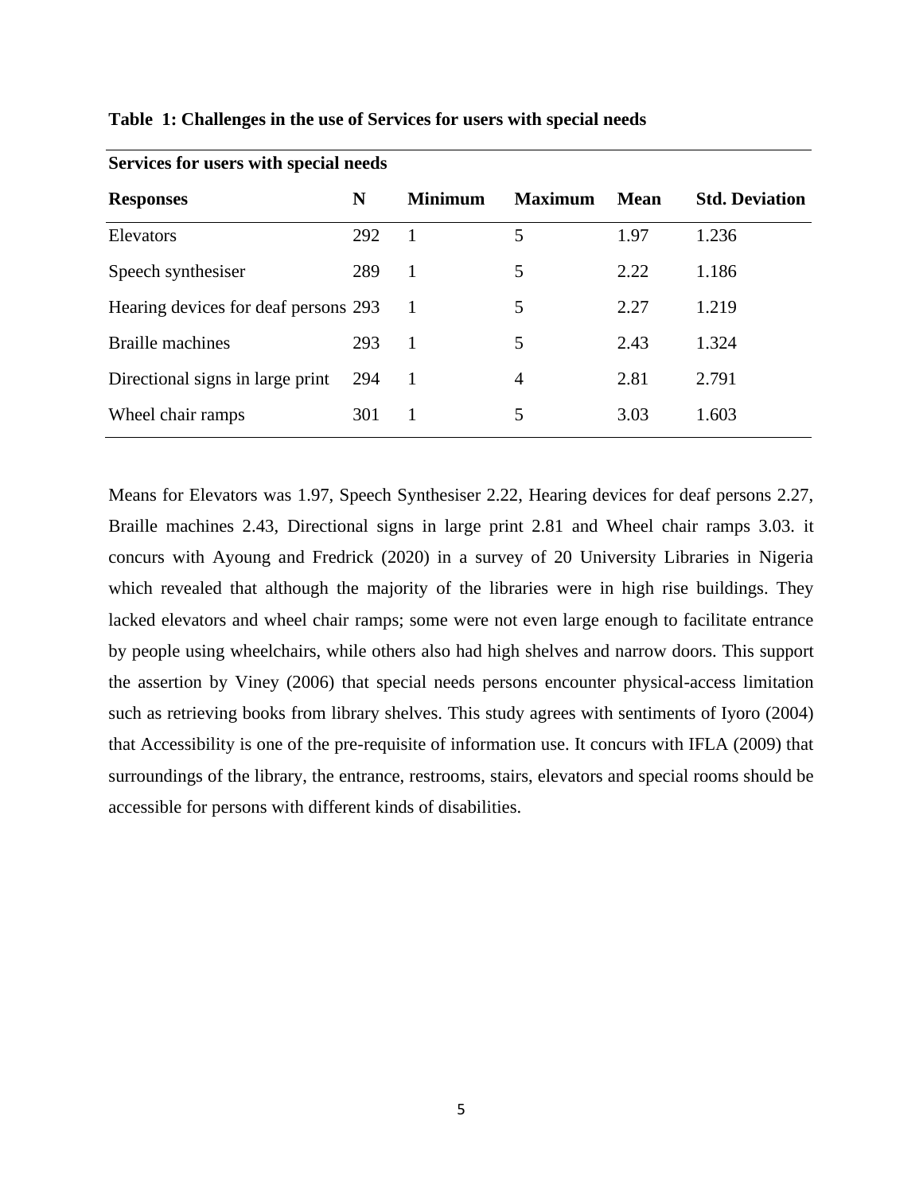**Table 1: Challenges in the use of Services for users with special needs**

| Services for users with special needs | | | | | |
|---|---|---|---|---|---|
| **Responses** | **N** | **Minimum** | **Maximum** | **Mean** | **Std. Deviation** |
| Elevators | 292 | 1 | 5 | 1.97 | 1.236 |
| Speech synthesiser | 289 | 1 | 5 | 2.22 | 1.186 |
| Hearing devices for deaf persons | 293 | 1 | 5 | 2.27 | 1.219 |
| Braille machines | 293 | 1 | 5 | 2.43 | 1.324 |
| Directional signs in large print | 294 | 1 | 4 | 2.81 | 2.791 |
| Wheel chair ramps | 301 | 1 | 5 | 3.03 | 1.603 |

Means for Elevators was 1.97, Speech Synthesiser 2.22, Hearing devices for deaf persons 2.27, Braille machines 2.43, Directional signs in large print 2.81 and Wheel chair ramps 3.03. it concurs with Ayoung and Fredrick (2020) in a survey of 20 University Libraries in Nigeria which revealed that although the majority of the libraries were in high rise buildings. They lacked elevators and wheel chair ramps; some were not even large enough to facilitate entrance by people using wheelchairs, while others also had high shelves and narrow doors. This support the assertion by Viney (2006) that special needs persons encounter physical-access limitation such as retrieving books from library shelves. This study agrees with sentiments of Iyoro (2004) that Accessibility is one of the pre-requisite of information use. It concurs with IFLA (2009) that surroundings of the library, the entrance, restrooms, stairs, elevators and special rooms should be accessible for persons with different kinds of disabilities.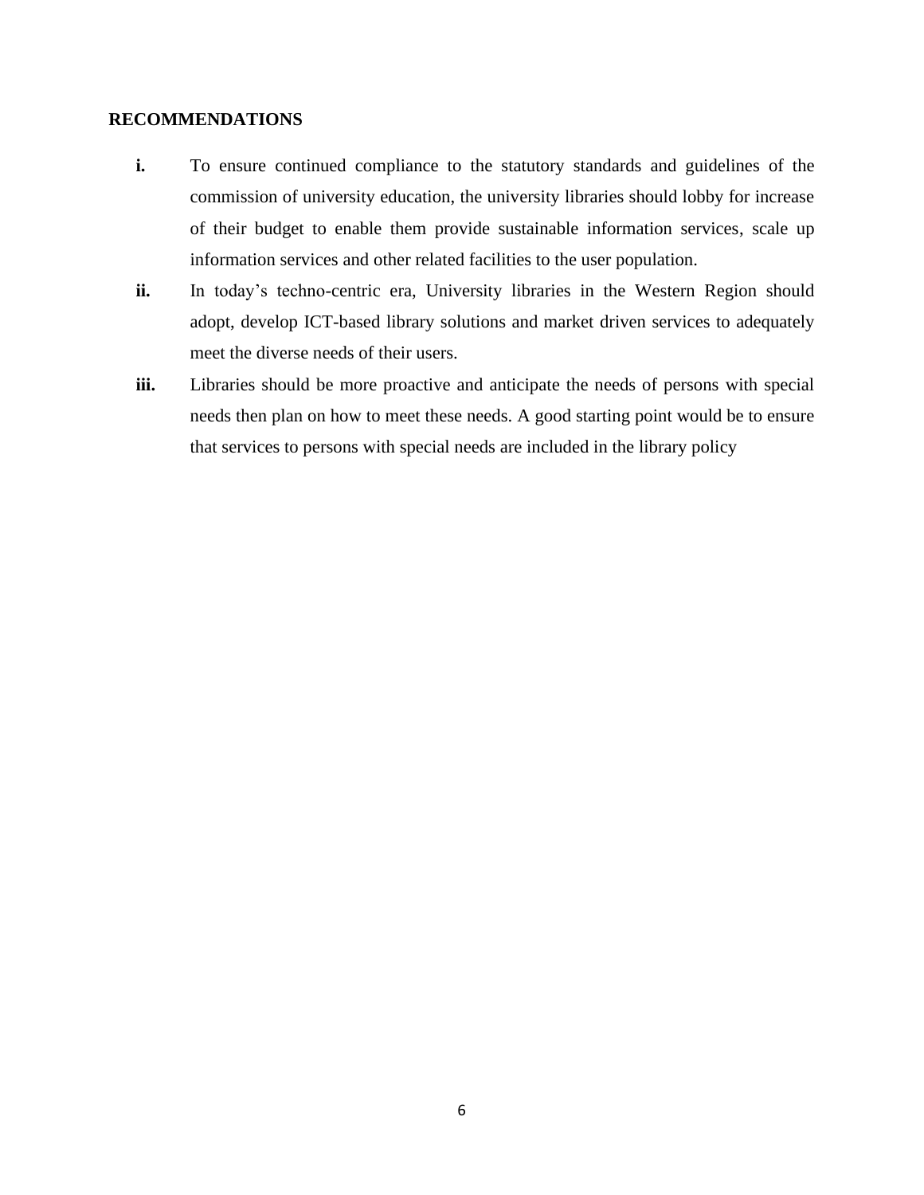**RECOMMENDATIONS**

- **i.** To ensure continued compliance to the statutory standards and guidelines of the commission of university education, the university libraries should lobby for increase of their budget to enable them provide sustainable information services, scale up information services and other related facilities to the user population.
- **ii.** In today's techno-centric era, University libraries in the Western Region should adopt, develop ICT-based library solutions and market driven services to adequately meet the diverse needs of their users.
- **iii.** Libraries should be more proactive and anticipate the needs of persons with special needs then plan on how to meet these needs. A good starting point would be to ensure that services to persons with special needs are included in the library policy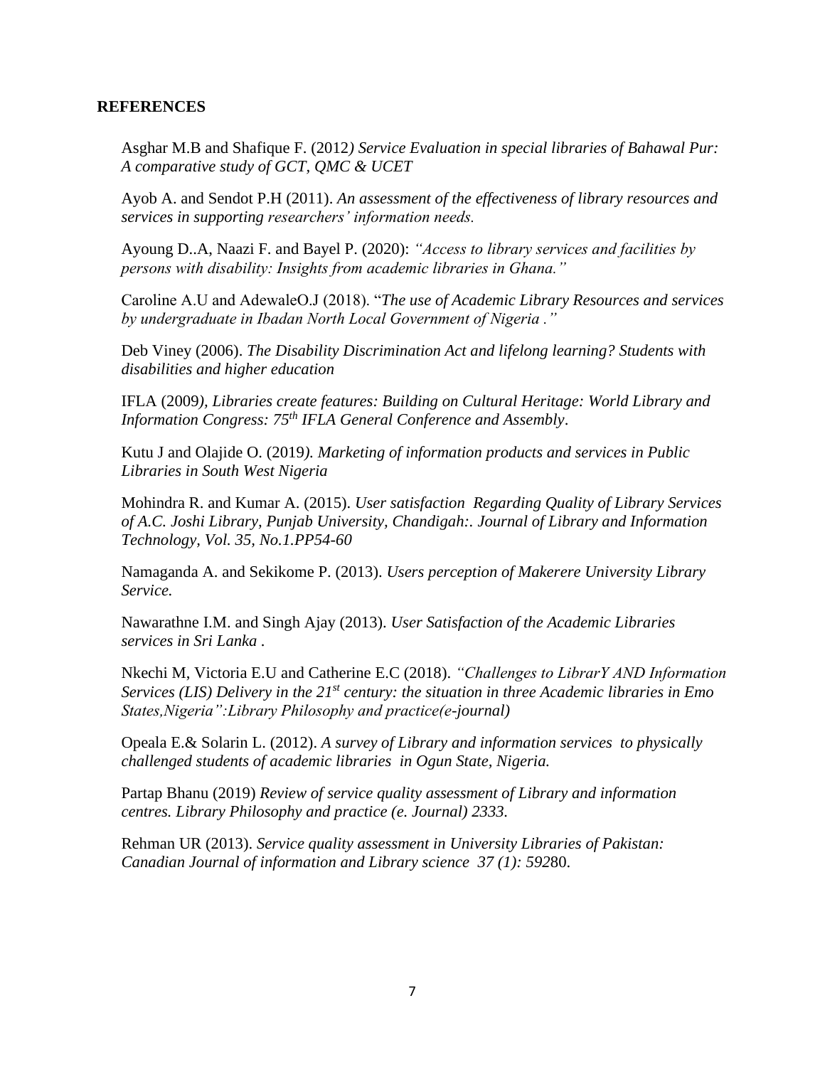**REFERENCES**

Asghar M.B and Shafique F. (2012*) Service Evaluation in special libraries of Bahawal Pur: A comparative study of GCT, QMC & UCET*

Ayob A. and Sendot P.H (2011). *An assessment of the effectiveness of library resources and services in supporting researchers' information needs.*

Ayoung D..A, Naazi F. and Bayel P. (2020): *"Access to library services and facilities by persons with disability: Insights from academic libraries in Ghana."*

Caroline A.U and AdewaleO.J (2018). "*The use of Academic Library Resources and services by undergraduate in Ibadan North Local Government of Nigeria ."*

Deb Viney (2006). *The Disability Discrimination Act and lifelong learning? Students with disabilities and higher education*

IFLA (2009*), Libraries create features: Building on Cultural Heritage: World Library and Information Congress: 75th IFLA General Conference and Assembly*.

Kutu J and Olajide O. (2019*). Marketing of information products and services in Public Libraries in South West Nigeria*

Mohindra R. and Kumar A. (2015). *User satisfaction Regarding Quality of Library Services of A.C. Joshi Library, Punjab University, Chandigah:. Journal of Library and Information Technology, Vol. 35, No.1.PP54-60*

Namaganda A. and Sekikome P. (2013). *Users perception of Makerere University Library Service.*

Nawarathne I.M. and Singh Ajay (2013). *User Satisfaction of the Academic Libraries services in Sri Lanka* .

Nkechi M, Victoria E.U and Catherine E.C (2018). *"Challenges to LibrarY AND Information Services (LIS) Delivery in the 21st century: the situation in three Academic libraries in Emo States,Nigeria":Library Philosophy and practice(e-journal)*

Opeala E.& Solarin L. (2012). *A survey of Library and information services to physically challenged students of academic libraries in Ogun State, Nigeria.*

Partap Bhanu (2019) *Review of service quality assessment of Library and information centres. Library Philosophy and practice (e. Journal) 2333.*

Rehman UR (2013). *Service quality assessment in University Libraries of Pakistan: Canadian Journal of information and Library science 37 (1): 592*80.